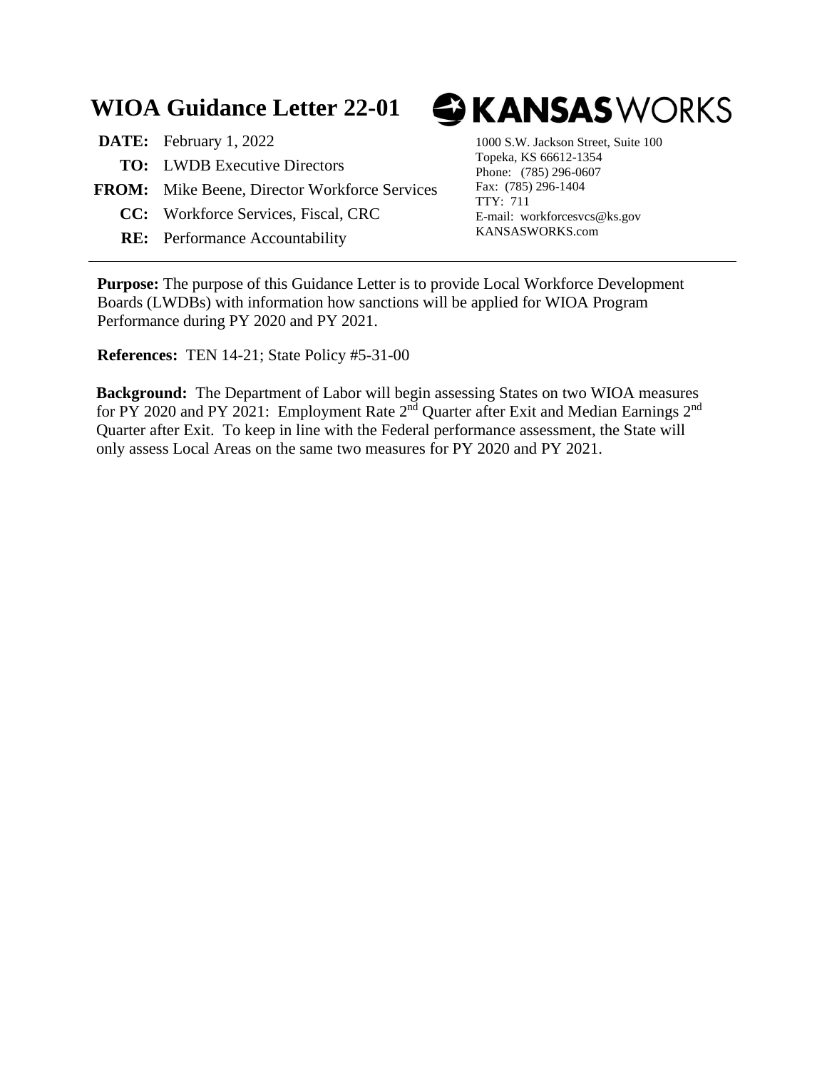# WIOA Guidance Letter 22-01

**KANSAS**WORKS

**DATE:** February 1, 2022

**TO:** LWDB Executive Directors

**FROM:** Mike Beene, Director Workforce Services

**CC:** Workforce Services, Fiscal, CRC

**RE:** Performance Accountability

1000 S.W. Jackson Street, Suite 100
Topeka, KS 66612-1354
Phone: (785) 296-0607
Fax: (785) 296-1404
TTY: 711
E-mail: workforcesvcs@ks.gov
KANSASWORKS.com

---

**Purpose:** The purpose of this Guidance Letter is to provide Local Workforce Development Boards (LWDBs) with information how sanctions will be applied for WIOA Program Performance during PY 2020 and PY 2021.

**References:** TEN 14-21; State Policy #5-31-00

**Background:** The Department of Labor will begin assessing States on two WIOA measures for PY 2020 and PY 2021: Employment Rate 2nd Quarter after Exit and Median Earnings 2nd Quarter after Exit. To keep in line with the Federal performance assessment, the State will only assess Local Areas on the same two measures for PY 2020 and PY 2021.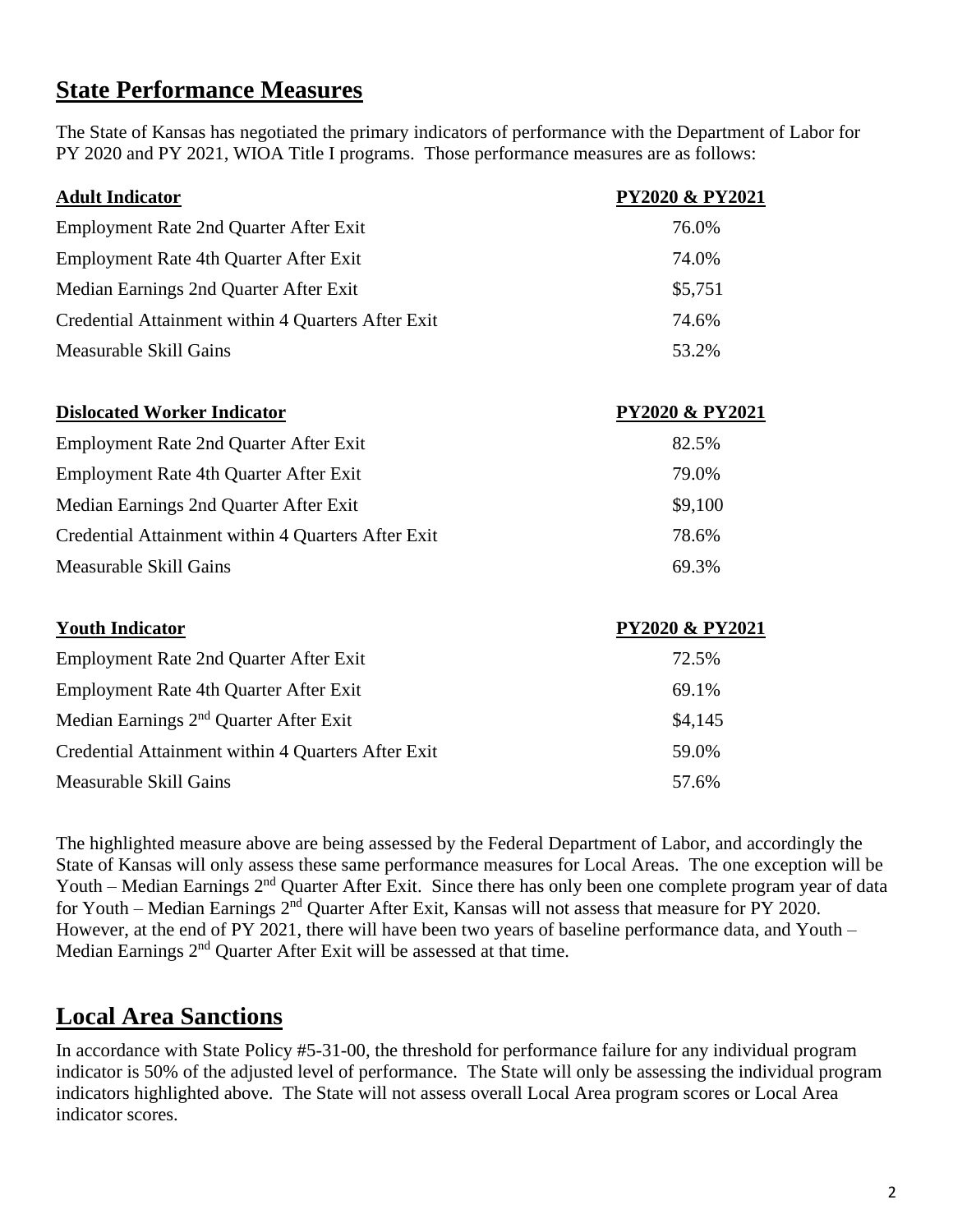## State Performance Measures

The State of Kansas has negotiated the primary indicators of performance with the Department of Labor for PY 2020 and PY 2021, WIOA Title I programs. Those performance measures are as follows:

| **Adult Indicator** | **PY2020 & PY2021** |
|---|---|
| Employment Rate 2nd Quarter After Exit | 76.0% |
| Employment Rate 4th Quarter After Exit | 74.0% |
| Median Earnings 2nd Quarter After Exit | $5,751 |
| Credential Attainment within 4 Quarters After Exit | 74.6% |
| Measurable Skill Gains | 53.2% |

| **Dislocated Worker Indicator** | **PY2020 & PY2021** |
|---|---|
| Employment Rate 2nd Quarter After Exit | 82.5% |
| Employment Rate 4th Quarter After Exit | 79.0% |
| Median Earnings 2nd Quarter After Exit | $9,100 |
| Credential Attainment within 4 Quarters After Exit | 78.6% |
| Measurable Skill Gains | 69.3% |

| **Youth Indicator** | **PY2020 & PY2021** |
|---|---|
| Employment Rate 2nd Quarter After Exit | 72.5% |
| Employment Rate 4th Quarter After Exit | 69.1% |
| Median Earnings 2nd Quarter After Exit | $4,145 |
| Credential Attainment within 4 Quarters After Exit | 59.0% |
| Measurable Skill Gains | 57.6% |

The highlighted measure above are being assessed by the Federal Department of Labor, and accordingly the State of Kansas will only assess these same performance measures for Local Areas. The one exception will be Youth – Median Earnings 2nd Quarter After Exit. Since there has only been one complete program year of data for Youth – Median Earnings 2nd Quarter After Exit, Kansas will not assess that measure for PY 2020. However, at the end of PY 2021, there will have been two years of baseline performance data, and Youth – Median Earnings 2nd Quarter After Exit will be assessed at that time.

## Local Area Sanctions

In accordance with State Policy #5-31-00, the threshold for performance failure for any individual program indicator is 50% of the adjusted level of performance. The State will only be assessing the individual program indicators highlighted above. The State will not assess overall Local Area program scores or Local Area indicator scores.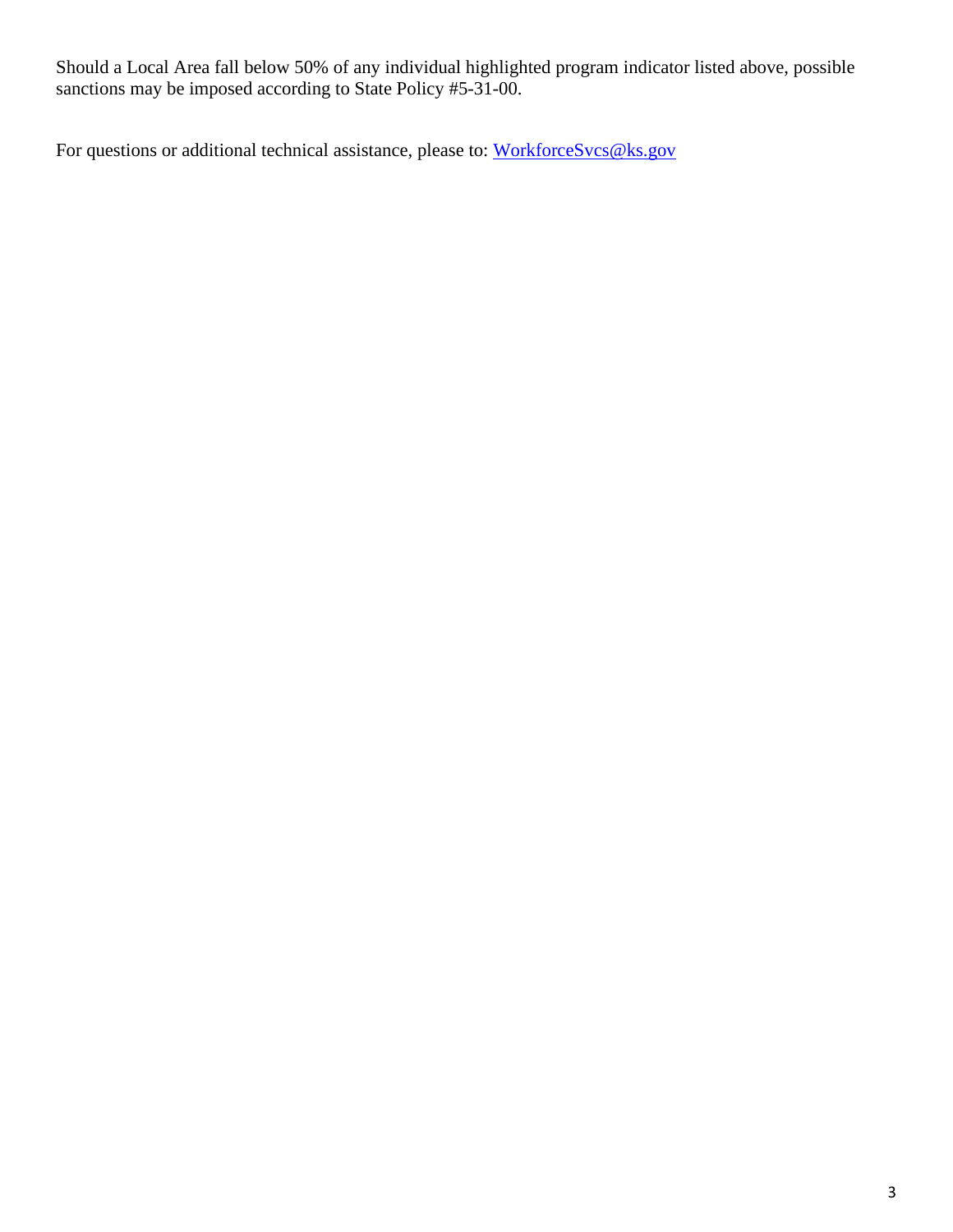Should a Local Area fall below 50% of any individual highlighted program indicator listed above, possible sanctions may be imposed according to State Policy #5-31-00.

For questions or additional technical assistance, please to: WorkforceSvcs@ks.gov